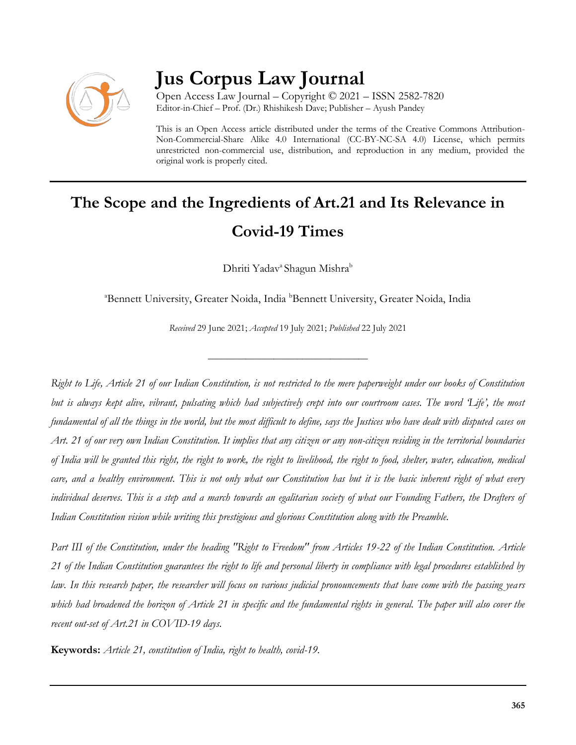# Jus Corpus Law Journal

Open Access Law Journal – Copyright © 2021 – ISSN 2582-7820
Editor-in-Chief – Prof. (Dr.) Rhishikesh Dave; Publisher – Ayush Pandey

This is an Open Access article distributed under the terms of the Creative Commons Attribution-Non-Commercial-Share Alike 4.0 International (CC-BY-NC-SA 4.0) License, which permits unrestricted non-commercial use, distribution, and reproduction in any medium, provided the original work is properly cited.

---

## The Scope and the Ingredients of Art.21 and Its Relevance in Covid-19 Times

Dhriti Yadav[a] Shagun Mishra[b]

[a]Bennett University, Greater Noida, India [b]Bennett University, Greater Noida, India

*Received* 29 June 2021; *Accepted* 19 July 2021; *Published* 22 July 2021

---

*Right to Life, Article 21 of our Indian Constitution, is not restricted to the mere paperweight under our books of Constitution but is always kept alive, vibrant, pulsating which had subjectively crept into our courtroom cases. The word 'Life', the most fundamental of all the things in the world, but the most difficult to define, says the Justices who have dealt with disputed cases on Art. 21 of our very own Indian Constitution. It implies that any citizen or any non-citizen residing in the territorial boundaries of India will be granted this right, the right to work, the right to livelihood, the right to food, shelter, water, education, medical care, and a healthy environment. This is not only what our Constitution has but it is the basic inherent right of what every individual deserves. This is a step and a march towards an egalitarian society of what our Founding Fathers, the Drafters of Indian Constitution vision while writing this prestigious and glorious Constitution along with the Preamble.*

*Part III of the Constitution, under the heading "Right to Freedom" from Articles 19-22 of the Indian Constitution. Article 21 of the Indian Constitution guarantees the right to life and personal liberty in compliance with legal procedures established by law. In this research paper, the researcher will focus on various judicial pronouncements that have come with the passing years which had broadened the horizon of Article 21 in specific and the fundamental rights in general. The paper will also cover the recent out-set of Art.21 in COVID-19 days.*

**Keywords:** *Article 21, constitution of India, right to health, covid-19.*

---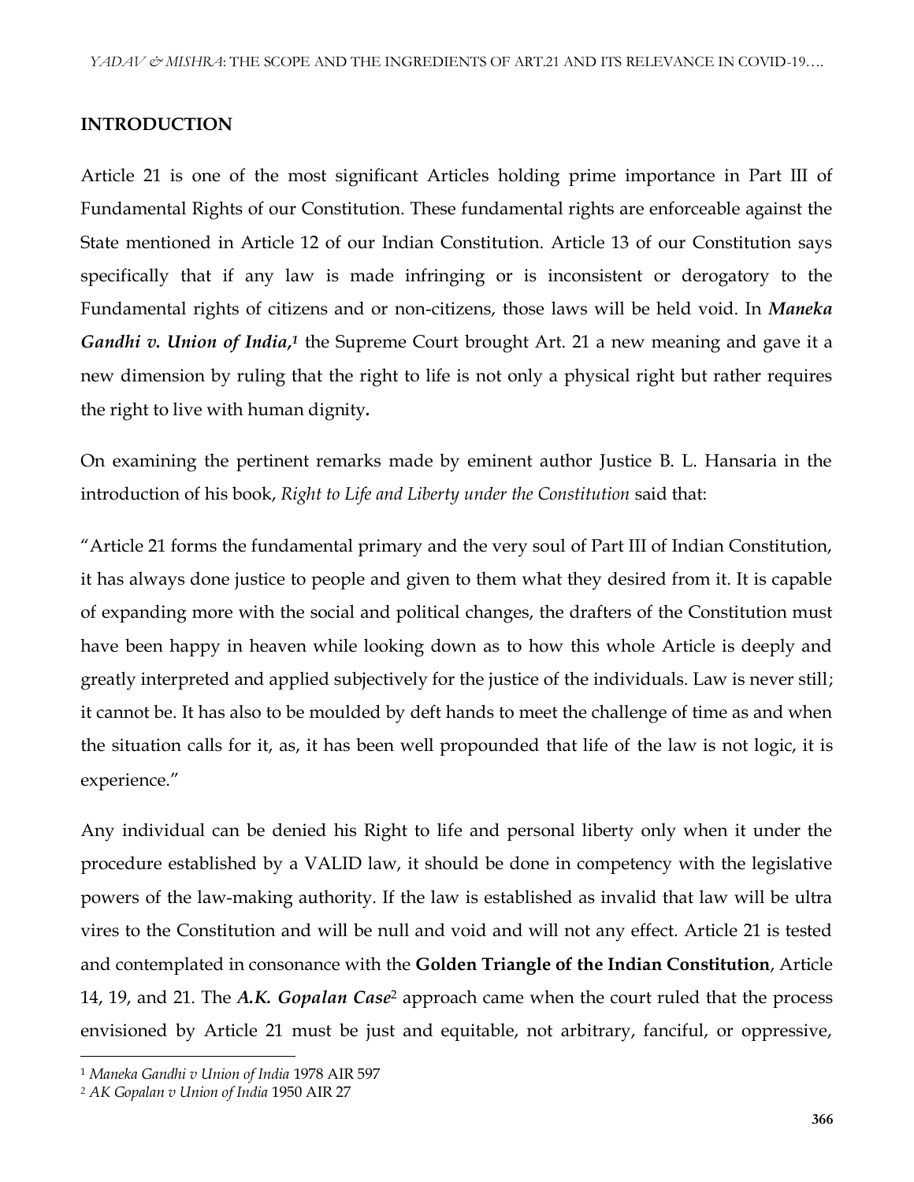## INTRODUCTION

Article 21 is one of the most significant Articles holding prime importance in Part III of Fundamental Rights of our Constitution. These fundamental rights are enforceable against the State mentioned in Article 12 of our Indian Constitution. Article 13 of our Constitution says specifically that if any law is made infringing or is inconsistent or derogatory to the Fundamental rights of citizens and or non-citizens, those laws will be held void. In ***Maneka Gandhi v. Union of India,***[1] the Supreme Court brought Art. 21 a new meaning and gave it a new dimension by ruling that the right to life is not only a physical right but rather requires the right to live with human dignity**.**

On examining the pertinent remarks made by eminent author Justice B. L. Hansaria in the introduction of his book, *Right to Life and Liberty under the Constitution* said that:

"Article 21 forms the fundamental primary and the very soul of Part III of Indian Constitution, it has always done justice to people and given to them what they desired from it. It is capable of expanding more with the social and political changes, the drafters of the Constitution must have been happy in heaven while looking down as to how this whole Article is deeply and greatly interpreted and applied subjectively for the justice of the individuals. Law is never still; it cannot be. It has also to be moulded by deft hands to meet the challenge of time as and when the situation calls for it, as, it has been well propounded that life of the law is not logic, it is experience."

Any individual can be denied his Right to life and personal liberty only when it under the procedure established by a VALID law, it should be done in competency with the legislative powers of the law-making authority. If the law is established as invalid that law will be ultra vires to the Constitution and will be null and void and will not any effect. Article 21 is tested and contemplated in consonance with the **Golden Triangle of the Indian Constitution**, Article 14, 19, and 21. The ***A.K. Gopalan Case***[2] approach came when the court ruled that the process envisioned by Article 21 must be just and equitable, not arbitrary, fanciful, or oppressive,

---

[1] *Maneka Gandhi v Union of India* 1978 AIR 597

[2] *AK Gopalan v Union of India* 1950 AIR 27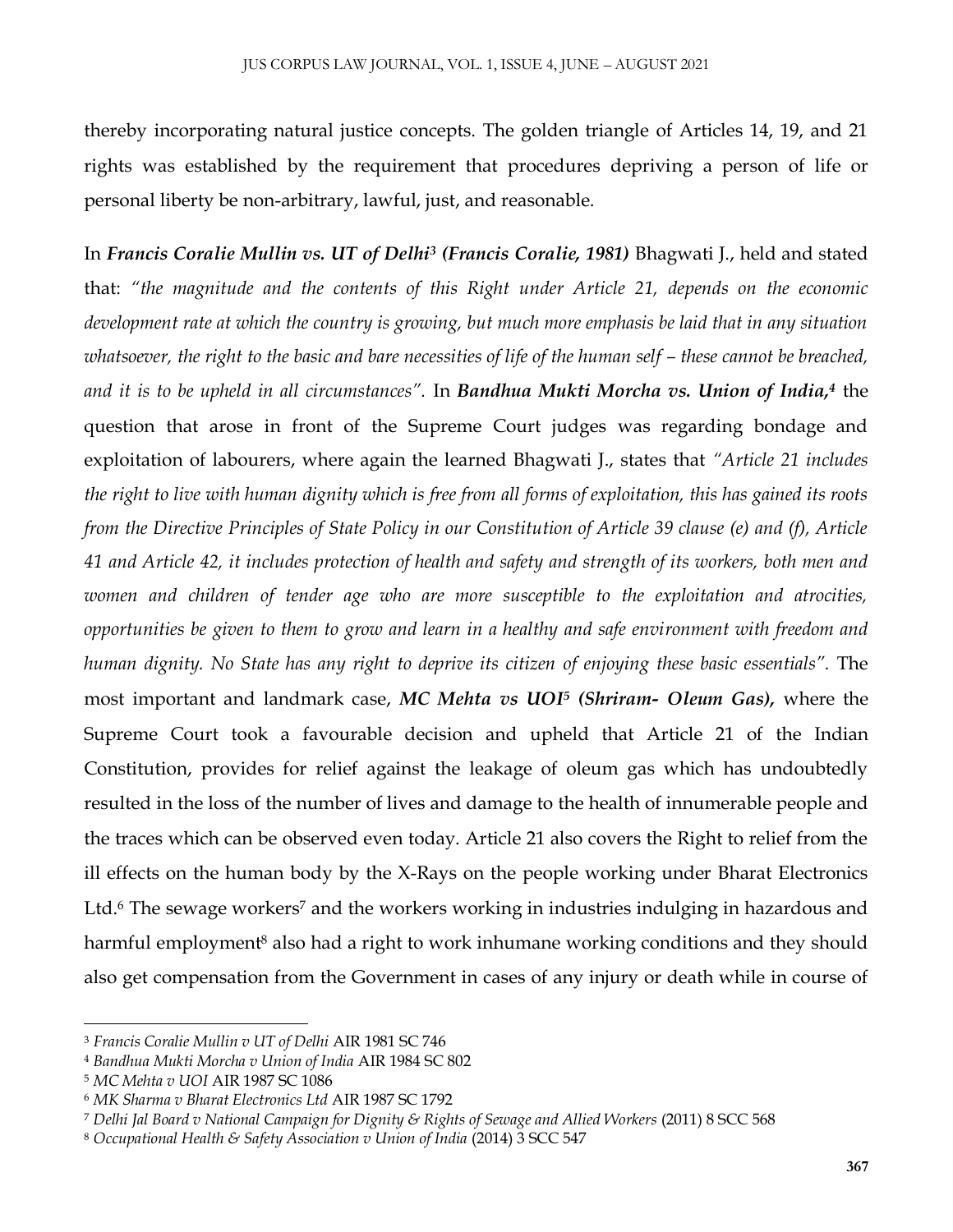thereby incorporating natural justice concepts. The golden triangle of Articles 14, 19, and 21 rights was established by the requirement that procedures depriving a person of life or personal liberty be non-arbitrary, lawful, just, and reasonable.

In ***Francis Coralie Mullin vs. UT of Delhi***[3] ***(Francis Coralie, 1981)*** Bhagwati J., held and stated that: *"the magnitude and the contents of this Right under Article 21, depends on the economic development rate at which the country is growing, but much more emphasis be laid that in any situation whatsoever, the right to the basic and bare necessities of life of the human self – these cannot be breached, and it is to be upheld in all circumstances".* In ***Bandhua Mukti Morcha vs. Union of India,***[4] the question that arose in front of the Supreme Court judges was regarding bondage and exploitation of labourers, where again the learned Bhagwati J., states that *"Article 21 includes the right to live with human dignity which is free from all forms of exploitation, this has gained its roots from the Directive Principles of State Policy in our Constitution of Article 39 clause (e) and (f), Article 41 and Article 42, it includes protection of health and safety and strength of its workers, both men and women and children of tender age who are more susceptible to the exploitation and atrocities, opportunities be given to them to grow and learn in a healthy and safe environment with freedom and human dignity. No State has any right to deprive its citizen of enjoying these basic essentials".* The most important and landmark case, ***MC Mehta vs UOI***[5] ***(Shriram- Oleum Gas),*** where the Supreme Court took a favourable decision and upheld that Article 21 of the Indian Constitution, provides for relief against the leakage of oleum gas which has undoubtedly resulted in the loss of the number of lives and damage to the health of innumerable people and the traces which can be observed even today. Article 21 also covers the Right to relief from the ill effects on the human body by the X-Rays on the people working under Bharat Electronics Ltd.[6] The sewage workers[7] and the workers working in industries indulging in hazardous and harmful employment[8] also had a right to work inhumane working conditions and they should also get compensation from the Government in cases of any injury or death while in course of

---

[3] *Francis Coralie Mullin v UT of Delhi* AIR 1981 SC 746

[4] *Bandhua Mukti Morcha v Union of India* AIR 1984 SC 802

[5] *MC Mehta v UOI* AIR 1987 SC 1086

[6] *MK Sharma v Bharat Electronics Ltd* AIR 1987 SC 1792

[7] *Delhi Jal Board v National Campaign for Dignity & Rights of Sewage and Allied Workers* (2011) 8 SCC 568

[8] *Occupational Health & Safety Association v Union of India* (2014) 3 SCC 547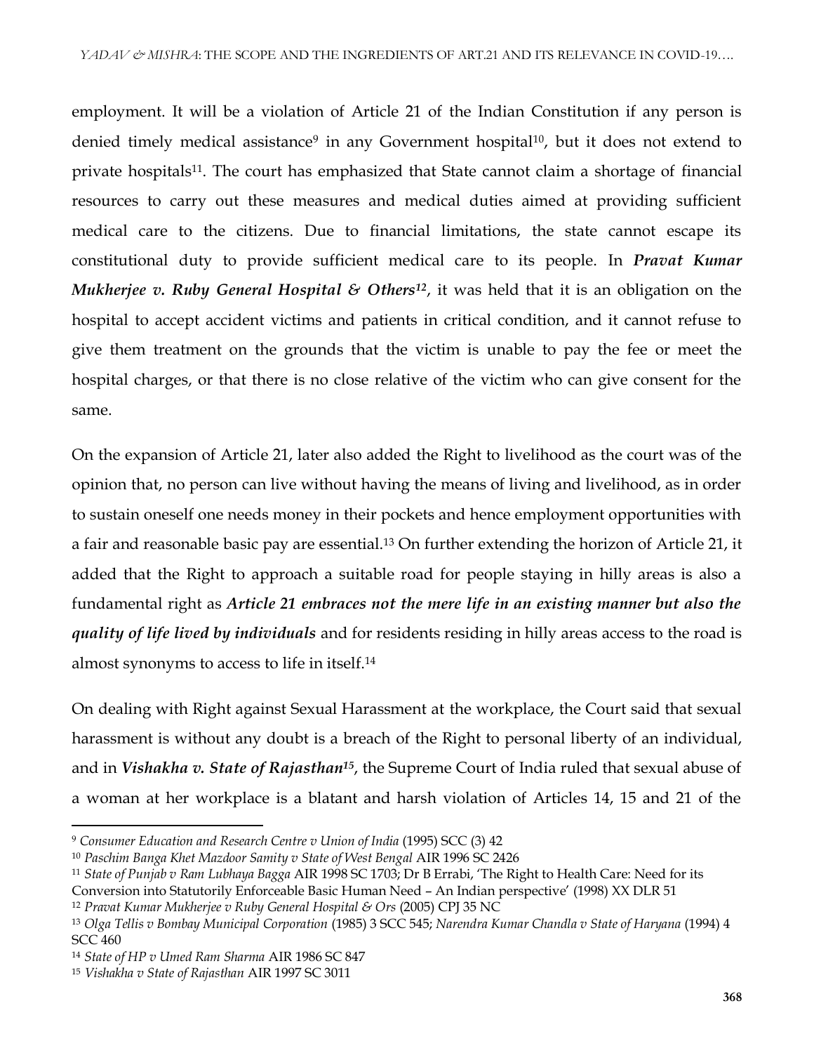employment. It will be a violation of Article 21 of the Indian Constitution if any person is denied timely medical assistance[9] in any Government hospital[10], but it does not extend to private hospitals[11]. The court has emphasized that State cannot claim a shortage of financial resources to carry out these measures and medical duties aimed at providing sufficient medical care to the citizens. Due to financial limitations, the state cannot escape its constitutional duty to provide sufficient medical care to its people. In ***Pravat Kumar Mukherjee v. Ruby General Hospital & Others***[12], it was held that it is an obligation on the hospital to accept accident victims and patients in critical condition, and it cannot refuse to give them treatment on the grounds that the victim is unable to pay the fee or meet the hospital charges, or that there is no close relative of the victim who can give consent for the same.

On the expansion of Article 21, later also added the Right to livelihood as the court was of the opinion that, no person can live without having the means of living and livelihood, as in order to sustain oneself one needs money in their pockets and hence employment opportunities with a fair and reasonable basic pay are essential.[13] On further extending the horizon of Article 21, it added that the Right to approach a suitable road for people staying in hilly areas is also a fundamental right as ***Article 21 embraces not the mere life in an existing manner but also the quality of life lived by individuals*** and for residents residing in hilly areas access to the road is almost synonyms to access to life in itself.[14]

On dealing with Right against Sexual Harassment at the workplace, the Court said that sexual harassment is without any doubt is a breach of the Right to personal liberty of an individual, and in ***Vishakha v. State of Rajasthan***[15], the Supreme Court of India ruled that sexual abuse of a woman at her workplace is a blatant and harsh violation of Articles 14, 15 and 21 of the

---

[9] *Consumer Education and Research Centre v Union of India* (1995) SCC (3) 42

[10] *Paschim Banga Khet Mazdoor Samity v State of West Bengal* AIR 1996 SC 2426

[11] *State of Punjab v Ram Lubhaya Bagga* AIR 1998 SC 1703; Dr B Errabi, 'The Right to Health Care: Need for its Conversion into Statutorily Enforceable Basic Human Need – An Indian perspective' (1998) XX DLR 51

[12] *Pravat Kumar Mukherjee v Ruby General Hospital & Ors* (2005) CPJ 35 NC

[13] *Olga Tellis v Bombay Municipal Corporation* (1985) 3 SCC 545; *Narendra Kumar Chandla v State of Haryana* (1994) 4 SCC 460

[14] *State of HP v Umed Ram Sharma* AIR 1986 SC 847

[15] *Vishakha v State of Rajasthan* AIR 1997 SC 3011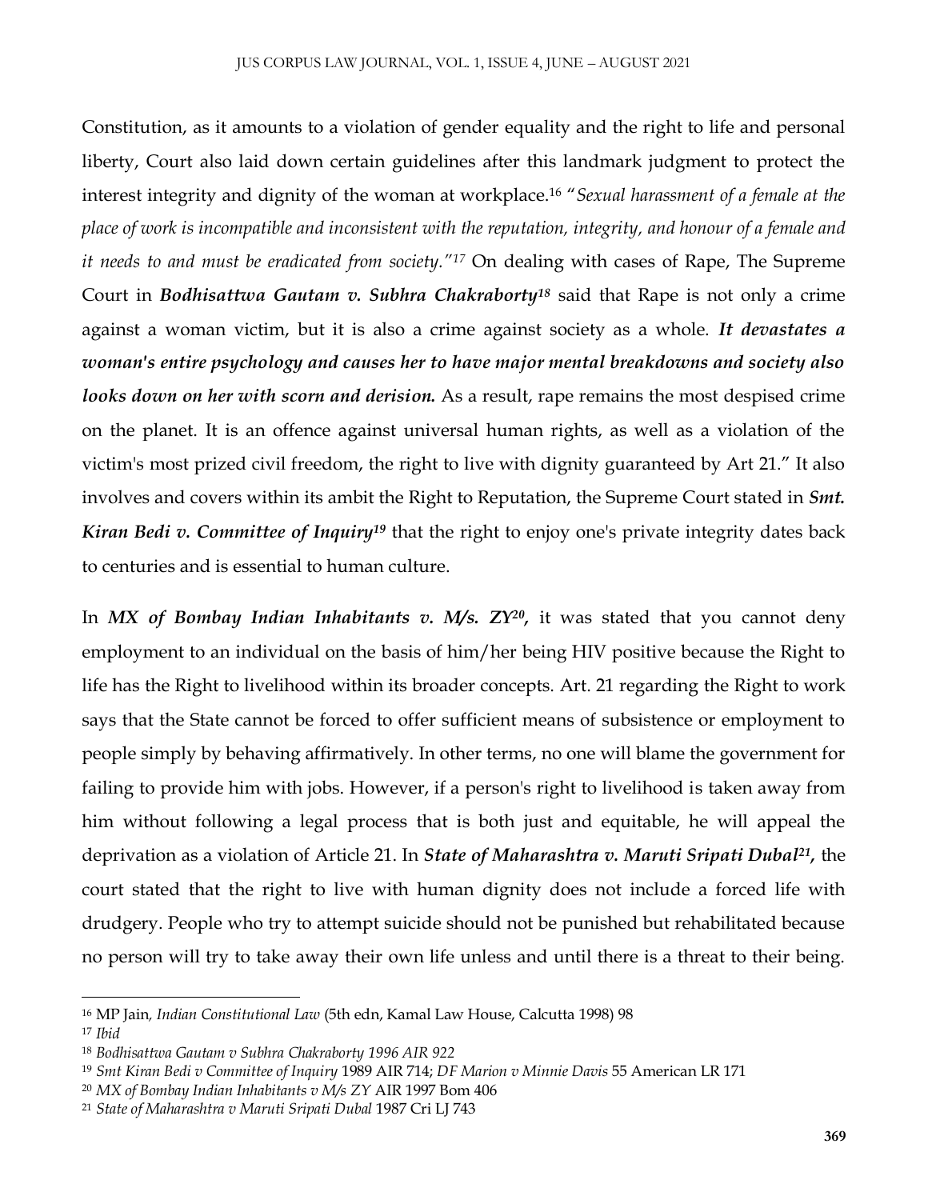Constitution, as it amounts to a violation of gender equality and the right to life and personal liberty, Court also laid down certain guidelines after this landmark judgment to protect the interest integrity and dignity of the woman at workplace.[16] "*Sexual harassment of a female at the place of work is incompatible and inconsistent with the reputation, integrity, and honour of a female and it needs to and must be eradicated from society."*[17] On dealing with cases of Rape, The Supreme Court in ***Bodhisattwa Gautam v. Subhra Chakraborty***[18] said that Rape is not only a crime against a woman victim, but it is also a crime against society as a whole. ***It devastates a woman's entire psychology and causes her to have major mental breakdowns and society also looks down on her with scorn and derision.*** As a result, rape remains the most despised crime on the planet. It is an offence against universal human rights, as well as a violation of the victim's most prized civil freedom, the right to live with dignity guaranteed by Art 21." It also involves and covers within its ambit the Right to Reputation, the Supreme Court stated in ***Smt. Kiran Bedi v. Committee of Inquiry***[19] that the right to enjoy one's private integrity dates back to centuries and is essential to human culture.

In ***MX of Bombay Indian Inhabitants v. M/s. ZY***[20]**,** it was stated that you cannot deny employment to an individual on the basis of him/her being HIV positive because the Right to life has the Right to livelihood within its broader concepts. Art. 21 regarding the Right to work says that the State cannot be forced to offer sufficient means of subsistence or employment to people simply by behaving affirmatively. In other terms, no one will blame the government for failing to provide him with jobs. However, if a person's right to livelihood is taken away from him without following a legal process that is both just and equitable, he will appeal the deprivation as a violation of Article 21. In ***State of Maharashtra v. Maruti Sripati Dubal***[21]**,** the court stated that the right to live with human dignity does not include a forced life with drudgery. People who try to attempt suicide should not be punished but rehabilitated because no person will try to take away their own life unless and until there is a threat to their being.

---

[16] MP Jain, *Indian Constitutional Law* (5th edn, Kamal Law House, Calcutta 1998) 98

[17] *Ibid*

[18] *Bodhisattwa Gautam v Subhra Chakraborty 1996 AIR 922*

[19] *Smt Kiran Bedi v Committee of Inquiry* 1989 AIR 714; *DF Marion v Minnie Davis* 55 American LR 171

[20] *MX of Bombay Indian Inhabitants v M/s ZY* AIR 1997 Bom 406

[21] *State of Maharashtra v Maruti Sripati Dubal* 1987 Cri LJ 743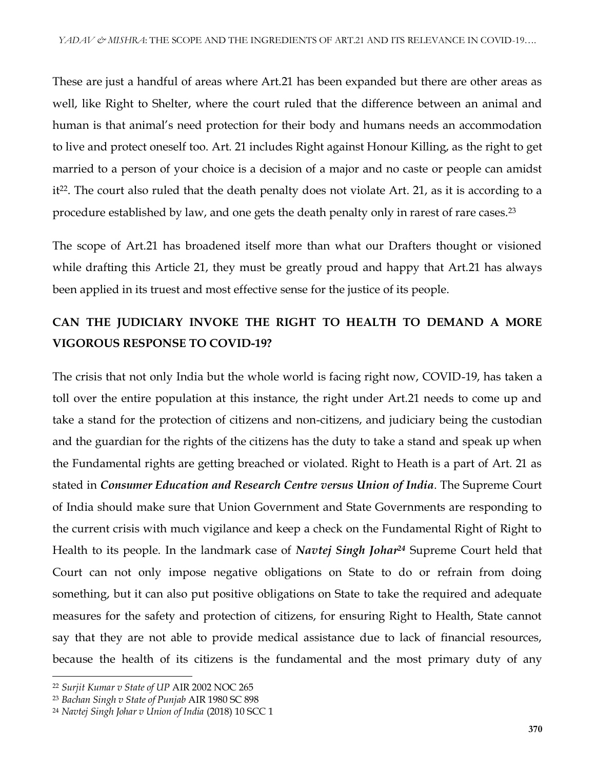These are just a handful of areas where Art.21 has been expanded but there are other areas as well, like Right to Shelter, where the court ruled that the difference between an animal and human is that animal's need protection for their body and humans needs an accommodation to live and protect oneself too. Art. 21 includes Right against Honour Killing, as the right to get married to a person of your choice is a decision of a major and no caste or people can amidst it[22]. The court also ruled that the death penalty does not violate Art. 21, as it is according to a procedure established by law, and one gets the death penalty only in rarest of rare cases.[23]

The scope of Art.21 has broadened itself more than what our Drafters thought or visioned while drafting this Article 21, they must be greatly proud and happy that Art.21 has always been applied in its truest and most effective sense for the justice of its people.

## CAN THE JUDICIARY INVOKE THE RIGHT TO HEALTH TO DEMAND A MORE VIGOROUS RESPONSE TO COVID-19?

The crisis that not only India but the whole world is facing right now, COVID-19, has taken a toll over the entire population at this instance, the right under Art.21 needs to come up and take a stand for the protection of citizens and non-citizens, and judiciary being the custodian and the guardian for the rights of the citizens has the duty to take a stand and speak up when the Fundamental rights are getting breached or violated. Right to Heath is a part of Art. 21 as stated in ***Consumer Education and Research Centre versus Union of India***. The Supreme Court of India should make sure that Union Government and State Governments are responding to the current crisis with much vigilance and keep a check on the Fundamental Right of Right to Health to its people. In the landmark case of ***Navtej Singh Johar***[24] Supreme Court held that Court can not only impose negative obligations on State to do or refrain from doing something, but it can also put positive obligations on State to take the required and adequate measures for the safety and protection of citizens, for ensuring Right to Health, State cannot say that they are not able to provide medical assistance due to lack of financial resources, because the health of its citizens is the fundamental and the most primary duty of any

---

[22] *Surjit Kumar v State of UP* AIR 2002 NOC 265

[23] *Bachan Singh v State of Punjab* AIR 1980 SC 898

[24] *Navtej Singh Johar v Union of India* (2018) 10 SCC 1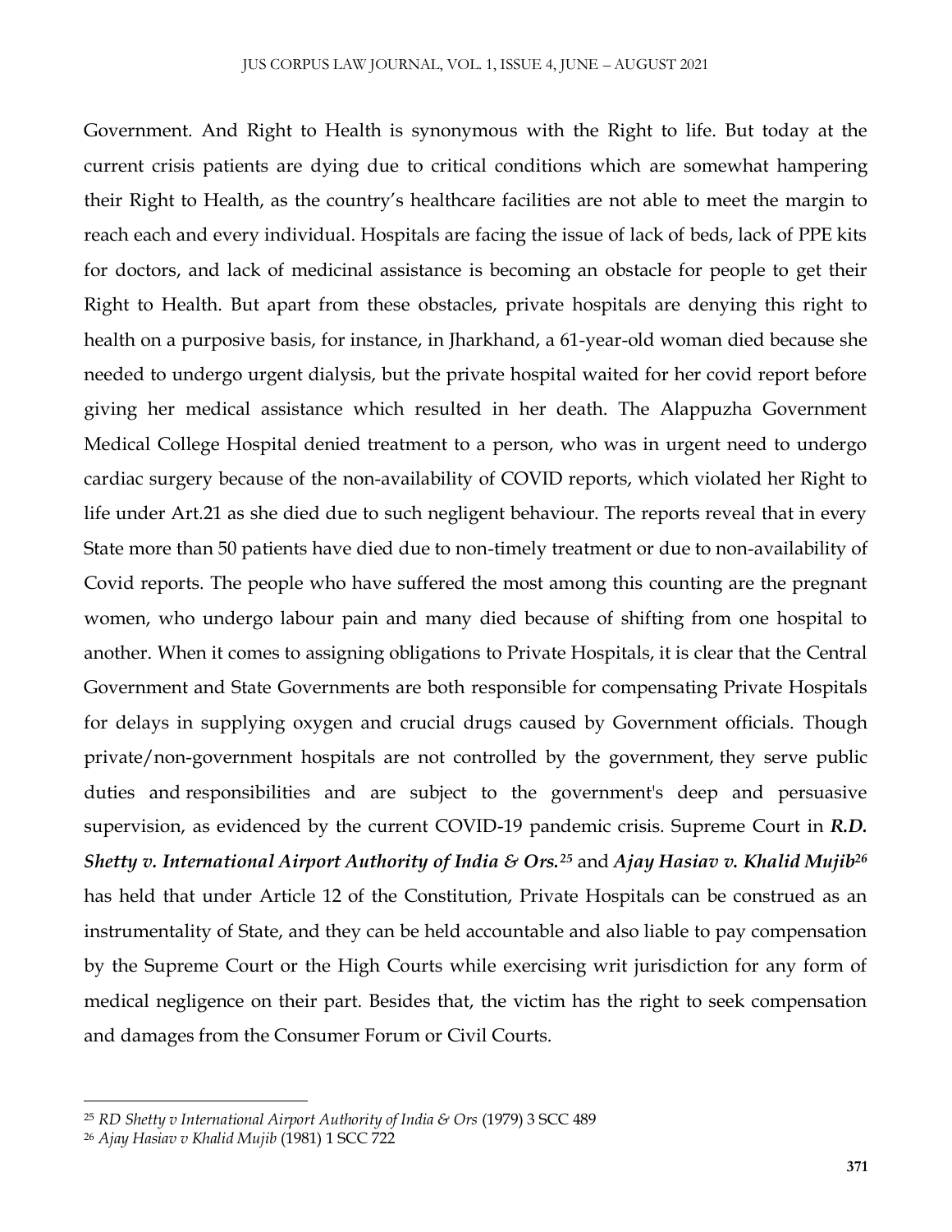Government. And Right to Health is synonymous with the Right to life. But today at the current crisis patients are dying due to critical conditions which are somewhat hampering their Right to Health, as the country's healthcare facilities are not able to meet the margin to reach each and every individual. Hospitals are facing the issue of lack of beds, lack of PPE kits for doctors, and lack of medicinal assistance is becoming an obstacle for people to get their Right to Health. But apart from these obstacles, private hospitals are denying this right to health on a purposive basis, for instance, in Jharkhand, a 61-year-old woman died because she needed to undergo urgent dialysis, but the private hospital waited for her covid report before giving her medical assistance which resulted in her death. The Alappuzha Government Medical College Hospital denied treatment to a person, who was in urgent need to undergo cardiac surgery because of the non-availability of COVID reports, which violated her Right to life under Art.21 as she died due to such negligent behaviour. The reports reveal that in every State more than 50 patients have died due to non-timely treatment or due to non-availability of Covid reports. The people who have suffered the most among this counting are the pregnant women, who undergo labour pain and many died because of shifting from one hospital to another. When it comes to assigning obligations to Private Hospitals, it is clear that the Central Government and State Governments are both responsible for compensating Private Hospitals for delays in supplying oxygen and crucial drugs caused by Government officials. Though private/non-government hospitals are not controlled by the government, they serve public duties and responsibilities and are subject to the government's deep and persuasive supervision, as evidenced by the current COVID-19 pandemic crisis. Supreme Court in ***R.D. Shetty v. International Airport Authority of India & Ors.***[25] and ***Ajay Hasiav v. Khalid Mujib***[26] has held that under Article 12 of the Constitution, Private Hospitals can be construed as an instrumentality of State, and they can be held accountable and also liable to pay compensation by the Supreme Court or the High Courts while exercising writ jurisdiction for any form of medical negligence on their part. Besides that, the victim has the right to seek compensation and damages from the Consumer Forum or Civil Courts.

---

[25] *RD Shetty v International Airport Authority of India & Ors* (1979) 3 SCC 489

[26] *Ajay Hasiav v Khalid Mujib* (1981) 1 SCC 722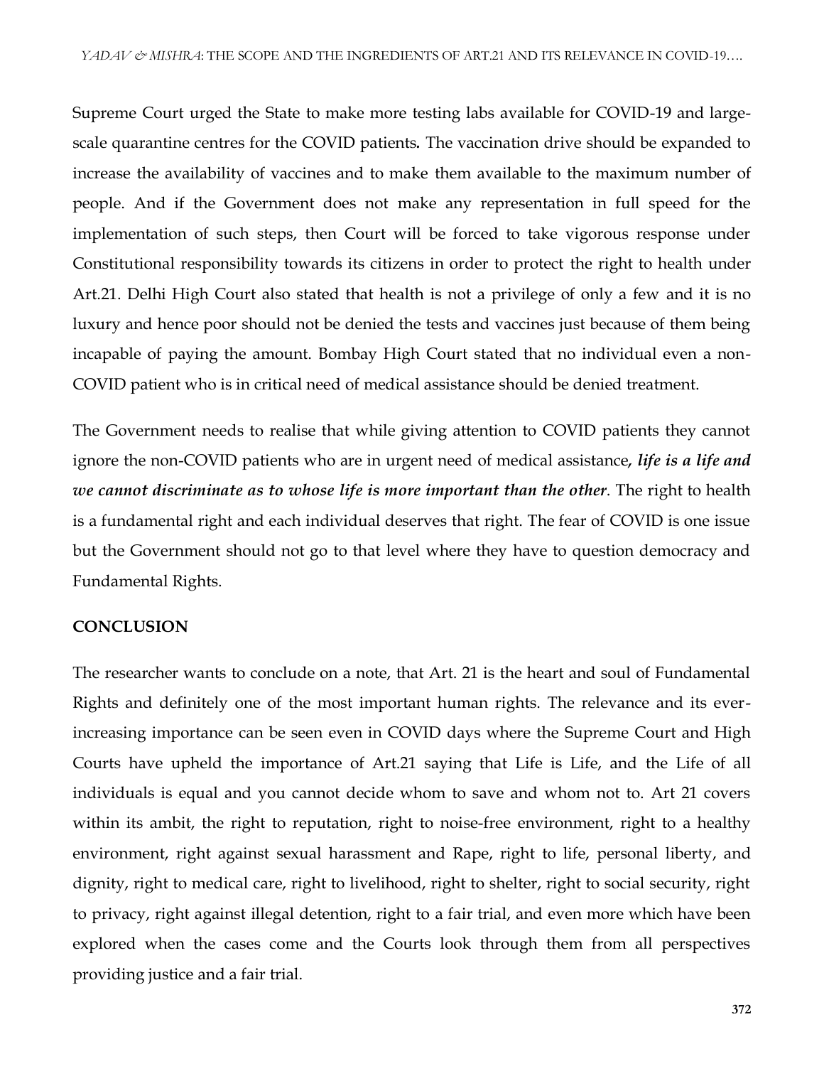Supreme Court urged the State to make more testing labs available for COVID-19 and large-scale quarantine centres for the COVID patients**.** The vaccination drive should be expanded to increase the availability of vaccines and to make them available to the maximum number of people. And if the Government does not make any representation in full speed for the implementation of such steps, then Court will be forced to take vigorous response under Constitutional responsibility towards its citizens in order to protect the right to health under Art.21. Delhi High Court also stated that health is not a privilege of only a few and it is no luxury and hence poor should not be denied the tests and vaccines just because of them being incapable of paying the amount. Bombay High Court stated that no individual even a non-COVID patient who is in critical need of medical assistance should be denied treatment.

The Government needs to realise that while giving attention to COVID patients they cannot ignore the non-COVID patients who are in urgent need of medical assistance**,** ***life is a life and we cannot discriminate as to whose life is more important than the other***. The right to health is a fundamental right and each individual deserves that right. The fear of COVID is one issue but the Government should not go to that level where they have to question democracy and Fundamental Rights.

## CONCLUSION

The researcher wants to conclude on a note, that Art. 21 is the heart and soul of Fundamental Rights and definitely one of the most important human rights. The relevance and its ever-increasing importance can be seen even in COVID days where the Supreme Court and High Courts have upheld the importance of Art.21 saying that Life is Life, and the Life of all individuals is equal and you cannot decide whom to save and whom not to. Art 21 covers within its ambit, the right to reputation, right to noise-free environment, right to a healthy environment, right against sexual harassment and Rape, right to life, personal liberty, and dignity, right to medical care, right to livelihood, right to shelter, right to social security, right to privacy, right against illegal detention, right to a fair trial, and even more which have been explored when the cases come and the Courts look through them from all perspectives providing justice and a fair trial.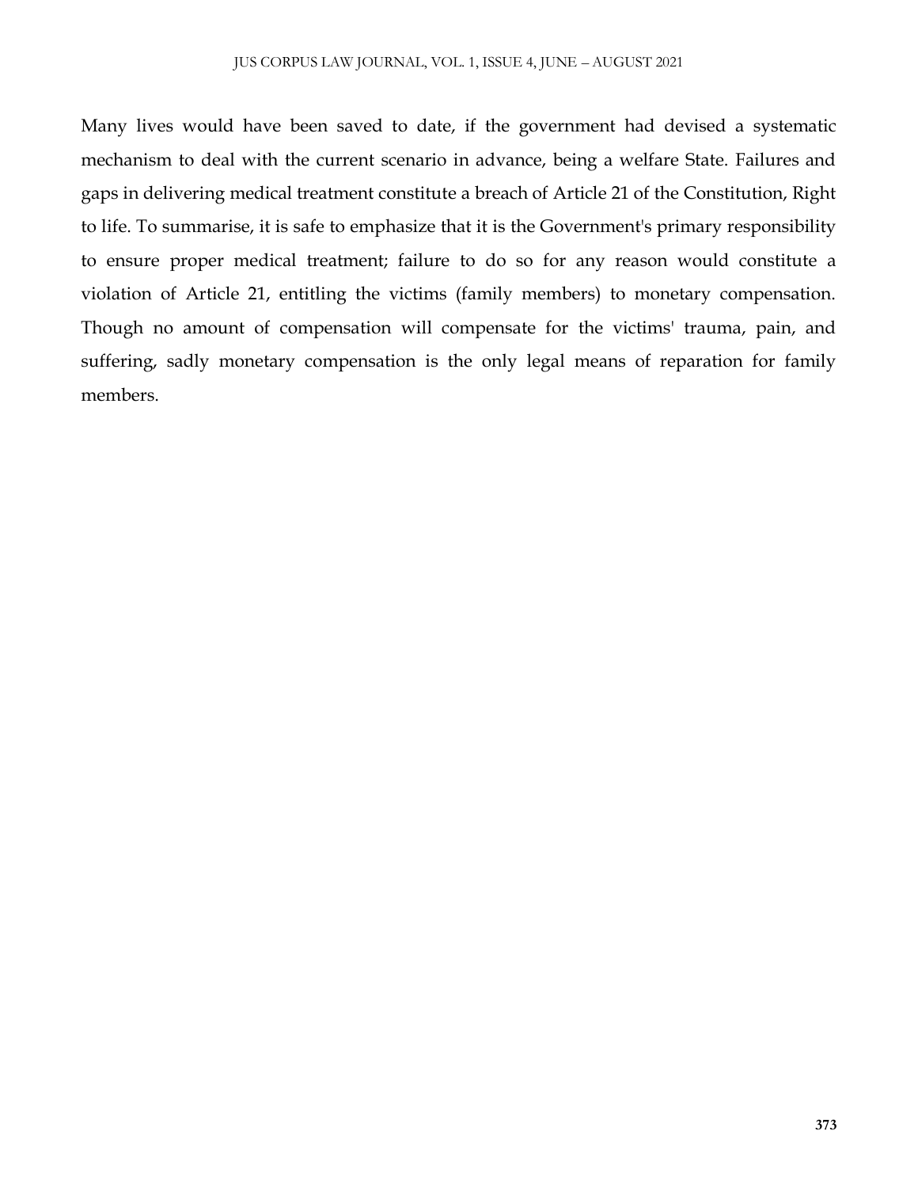Many lives would have been saved to date, if the government had devised a systematic mechanism to deal with the current scenario in advance, being a welfare State. Failures and gaps in delivering medical treatment constitute a breach of Article 21 of the Constitution, Right to life. To summarise, it is safe to emphasize that it is the Government's primary responsibility to ensure proper medical treatment; failure to do so for any reason would constitute a violation of Article 21, entitling the victims (family members) to monetary compensation. Though no amount of compensation will compensate for the victims' trauma, pain, and suffering, sadly monetary compensation is the only legal means of reparation for family members.